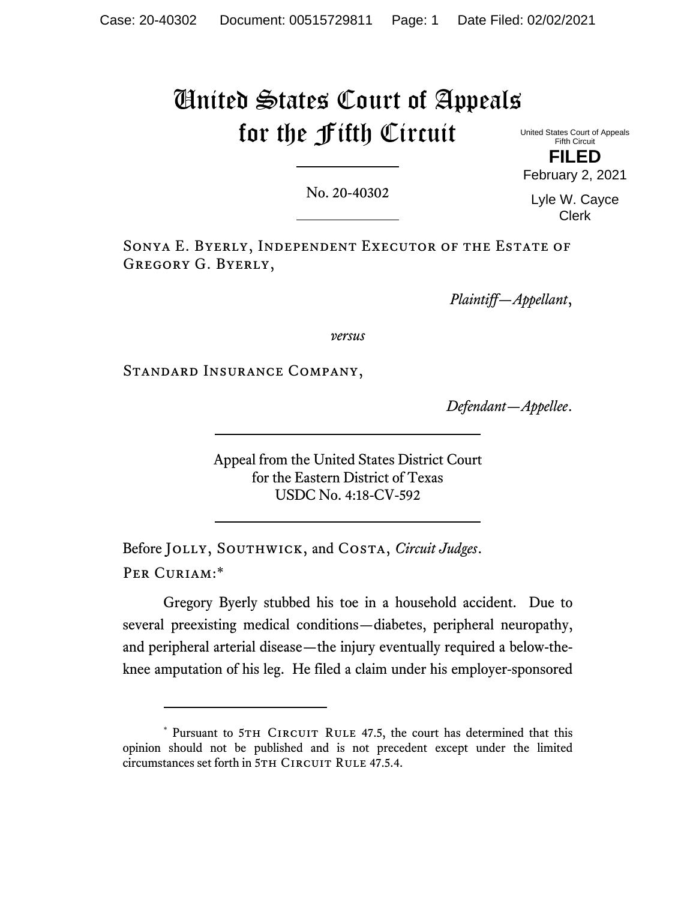# United States Court of Appeals for the Fifth Circuit

United States Court of Appeals
Fifth Circuit

**FILED**

February 2, 2021

Lyle W. Cayce
Clerk

No. 20-40302

Sonya E. Byerly, Independent Executor of the Estate of Gregory G. Byerly,

*Plaintiff—Appellant*,

*versus*

Standard Insurance Company,

*Defendant—Appellee*.

Appeal from the United States District Court
for the Eastern District of Texas
USDC No. 4:18-CV-592

Before Jolly, Southwick, and Costa, *Circuit Judges*.

Per Curiam:*

Gregory Byerly stubbed his toe in a household accident. Due to several preexisting medical conditions—diabetes, peripheral neuropathy, and peripheral arterial disease—the injury eventually required a below-the-knee amputation of his leg. He filed a claim under his employer-sponsored

---

\* Pursuant to 5th Circuit Rule 47.5, the court has determined that this opinion should not be published and is not precedent except under the limited circumstances set forth in 5th Circuit Rule 47.5.4.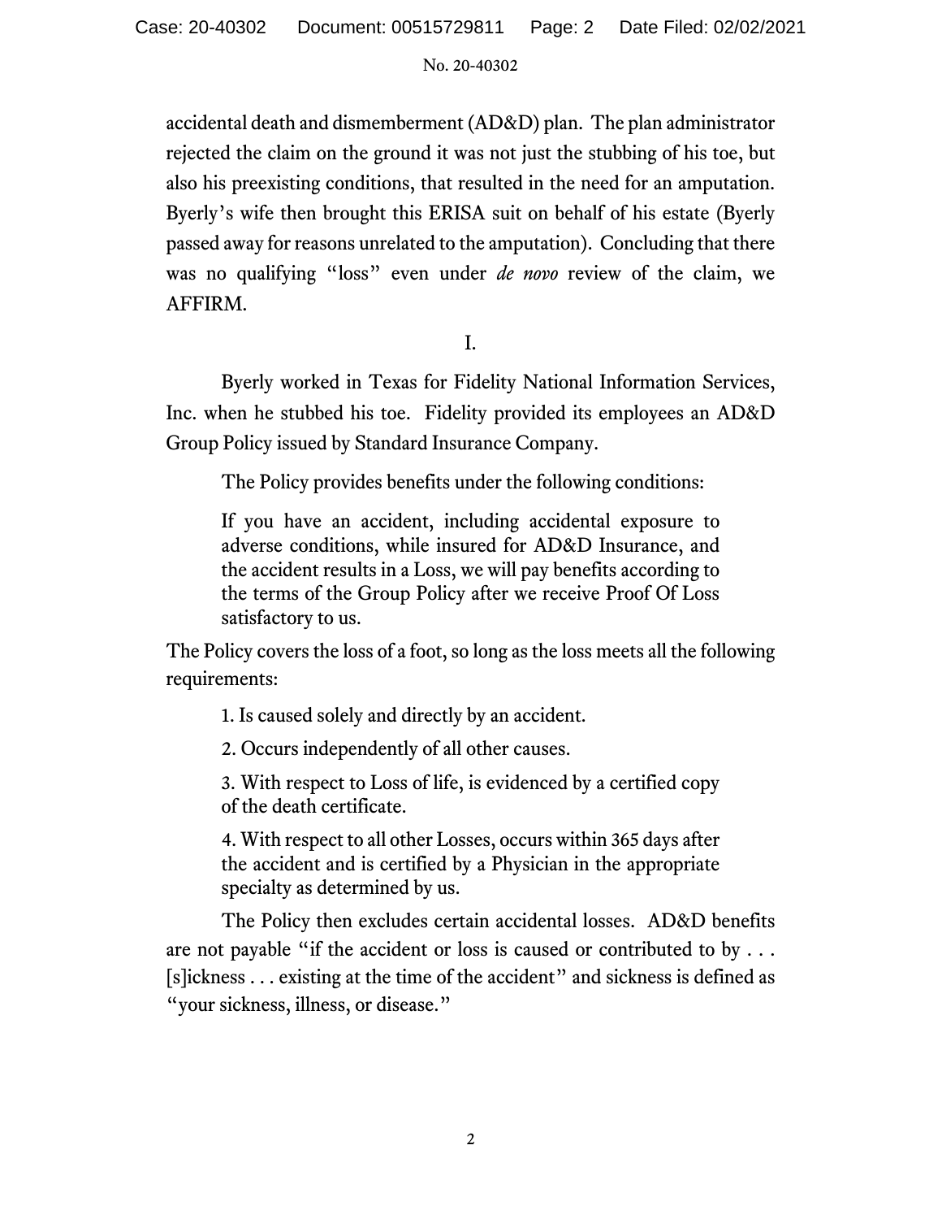accidental death and dismemberment (AD&D) plan. The plan administrator rejected the claim on the ground it was not just the stubbing of his toe, but also his preexisting conditions, that resulted in the need for an amputation. Byerly's wife then brought this ERISA suit on behalf of his estate (Byerly passed away for reasons unrelated to the amputation). Concluding that there was no qualifying "loss" even under *de novo* review of the claim, we AFFIRM.

I.

Byerly worked in Texas for Fidelity National Information Services, Inc. when he stubbed his toe. Fidelity provided its employees an AD&D Group Policy issued by Standard Insurance Company.

> The Policy provides benefits under the following conditions:
>
> If you have an accident, including accidental exposure to adverse conditions, while insured for AD&D Insurance, and the accident results in a Loss, we will pay benefits according to the terms of the Group Policy after we receive Proof Of Loss satisfactory to us.

The Policy covers the loss of a foot, so long as the loss meets all the following requirements:

> 1. Is caused solely and directly by an accident.
> 2. Occurs independently of all other causes.
> 3. With respect to Loss of life, is evidenced by a certified copy of the death certificate.
> 4. With respect to all other Losses, occurs within 365 days after the accident and is certified by a Physician in the appropriate specialty as determined by us.

The Policy then excludes certain accidental losses. AD&D benefits are not payable "if the accident or loss is caused or contributed to by . . . [s]ickness . . . existing at the time of the accident" and sickness is defined as "your sickness, illness, or disease."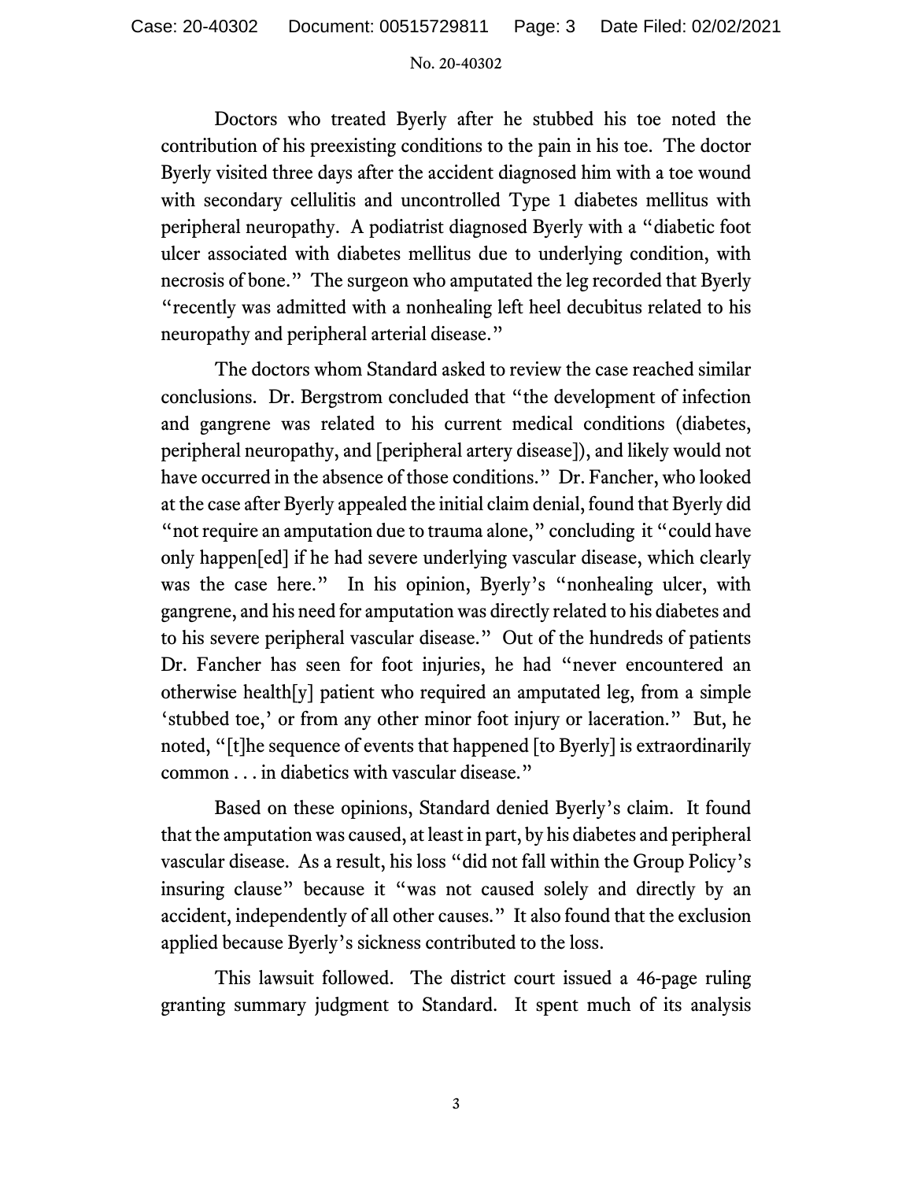Doctors who treated Byerly after he stubbed his toe noted the contribution of his preexisting conditions to the pain in his toe. The doctor Byerly visited three days after the accident diagnosed him with a toe wound with secondary cellulitis and uncontrolled Type 1 diabetes mellitus with peripheral neuropathy. A podiatrist diagnosed Byerly with a "diabetic foot ulcer associated with diabetes mellitus due to underlying condition, with necrosis of bone." The surgeon who amputated the leg recorded that Byerly "recently was admitted with a nonhealing left heel decubitus related to his neuropathy and peripheral arterial disease."

The doctors whom Standard asked to review the case reached similar conclusions. Dr. Bergstrom concluded that "the development of infection and gangrene was related to his current medical conditions (diabetes, peripheral neuropathy, and [peripheral artery disease]), and likely would not have occurred in the absence of those conditions." Dr. Fancher, who looked at the case after Byerly appealed the initial claim denial, found that Byerly did "not require an amputation due to trauma alone," concluding it "could have only happen[ed] if he had severe underlying vascular disease, which clearly was the case here." In his opinion, Byerly's "nonhealing ulcer, with gangrene, and his need for amputation was directly related to his diabetes and to his severe peripheral vascular disease." Out of the hundreds of patients Dr. Fancher has seen for foot injuries, he had "never encountered an otherwise health[y] patient who required an amputated leg, from a simple 'stubbed toe,' or from any other minor foot injury or laceration." But, he noted, "[t]he sequence of events that happened [to Byerly] is extraordinarily common . . . in diabetics with vascular disease."

Based on these opinions, Standard denied Byerly's claim. It found that the amputation was caused, at least in part, by his diabetes and peripheral vascular disease. As a result, his loss "did not fall within the Group Policy's insuring clause" because it "was not caused solely and directly by an accident, independently of all other causes." It also found that the exclusion applied because Byerly's sickness contributed to the loss.

This lawsuit followed. The district court issued a 46-page ruling granting summary judgment to Standard. It spent much of its analysis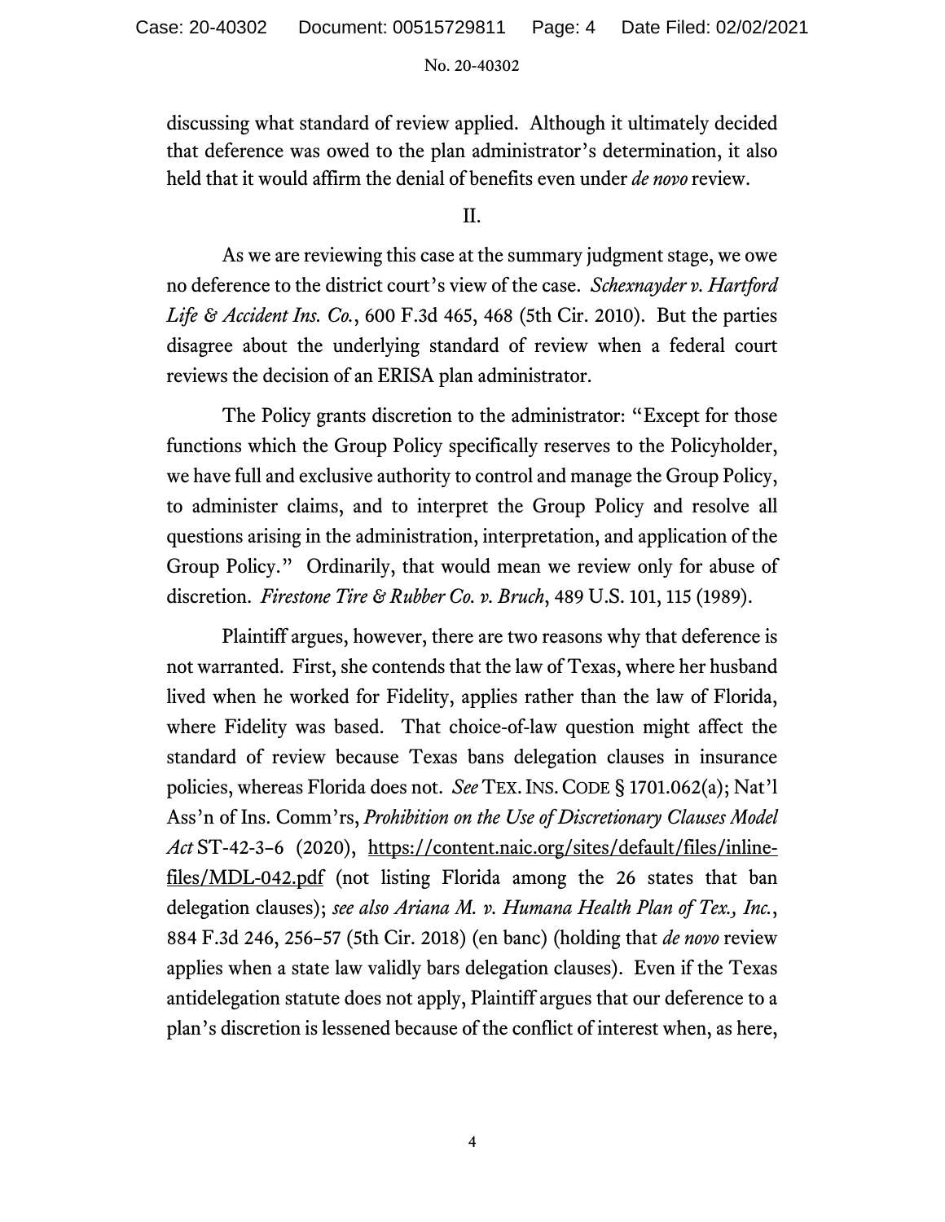discussing what standard of review applied. Although it ultimately decided that deference was owed to the plan administrator's determination, it also held that it would affirm the denial of benefits even under *de novo* review.

II.

As we are reviewing this case at the summary judgment stage, we owe no deference to the district court's view of the case. *Schexnayder v. Hartford Life & Accident Ins. Co.*, 600 F.3d 465, 468 (5th Cir. 2010). But the parties disagree about the underlying standard of review when a federal court reviews the decision of an ERISA plan administrator.

The Policy grants discretion to the administrator: "Except for those functions which the Group Policy specifically reserves to the Policyholder, we have full and exclusive authority to control and manage the Group Policy, to administer claims, and to interpret the Group Policy and resolve all questions arising in the administration, interpretation, and application of the Group Policy." Ordinarily, that would mean we review only for abuse of discretion. *Firestone Tire & Rubber Co. v. Bruch*, 489 U.S. 101, 115 (1989).

Plaintiff argues, however, there are two reasons why that deference is not warranted. First, she contends that the law of Texas, where her husband lived when he worked for Fidelity, applies rather than the law of Florida, where Fidelity was based. That choice-of-law question might affect the standard of review because Texas bans delegation clauses in insurance policies, whereas Florida does not. *See* TEX. INS. CODE § 1701.062(a); Nat'l Ass'n of Ins. Comm'rs, *Prohibition on the Use of Discretionary Clauses Model Act* ST-42-3–6 (2020), https://content.naic.org/sites/default/files/inline-files/MDL-042.pdf (not listing Florida among the 26 states that ban delegation clauses); *see also Ariana M. v. Humana Health Plan of Tex., Inc.*, 884 F.3d 246, 256–57 (5th Cir. 2018) (en banc) (holding that *de novo* review applies when a state law validly bars delegation clauses). Even if the Texas antidelegation statute does not apply, Plaintiff argues that our deference to a plan's discretion is lessened because of the conflict of interest when, as here,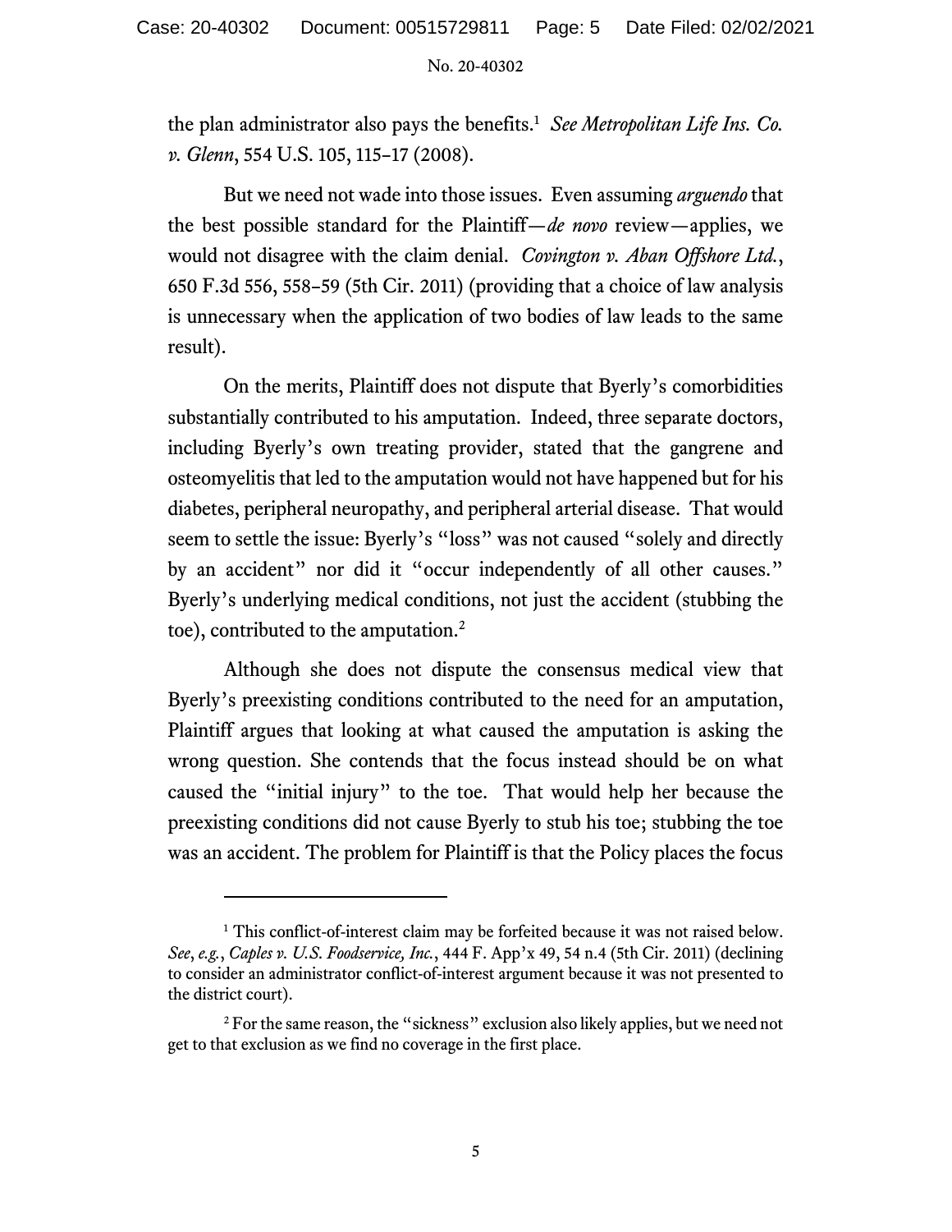the plan administrator also pays the benefits.[1] *See Metropolitan Life Ins. Co. v. Glenn*, 554 U.S. 105, 115–17 (2008).

But we need not wade into those issues. Even assuming *arguendo* that the best possible standard for the Plaintiff—*de novo* review—applies, we would not disagree with the claim denial. *Covington v. Aban Offshore Ltd.*, 650 F.3d 556, 558–59 (5th Cir. 2011) (providing that a choice of law analysis is unnecessary when the application of two bodies of law leads to the same result).

On the merits, Plaintiff does not dispute that Byerly's comorbidities substantially contributed to his amputation. Indeed, three separate doctors, including Byerly's own treating provider, stated that the gangrene and osteomyelitis that led to the amputation would not have happened but for his diabetes, peripheral neuropathy, and peripheral arterial disease. That would seem to settle the issue: Byerly's "loss" was not caused "solely and directly by an accident" nor did it "occur independently of all other causes." Byerly's underlying medical conditions, not just the accident (stubbing the toe), contributed to the amputation.[2]

Although she does not dispute the consensus medical view that Byerly's preexisting conditions contributed to the need for an amputation, Plaintiff argues that looking at what caused the amputation is asking the wrong question. She contends that the focus instead should be on what caused the "initial injury" to the toe. That would help her because the preexisting conditions did not cause Byerly to stub his toe; stubbing the toe was an accident. The problem for Plaintiff is that the Policy places the focus

---

[1] This conflict-of-interest claim may be forfeited because it was not raised below. *See*, *e.g.*, *Caples v. U.S. Foodservice, Inc.*, 444 F. App'x 49, 54 n.4 (5th Cir. 2011) (declining to consider an administrator conflict-of-interest argument because it was not presented to the district court).

[2] For the same reason, the "sickness" exclusion also likely applies, but we need not get to that exclusion as we find no coverage in the first place.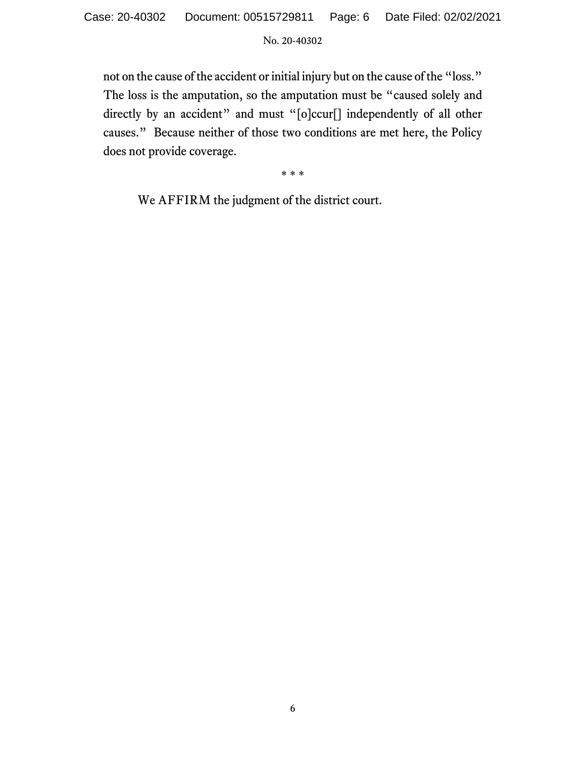not on the cause of the accident or initial injury but on the cause of the "loss." The loss is the amputation, so the amputation must be "caused solely and directly by an accident" and must "[o]ccur[] independently of all other causes." Because neither of those two conditions are met here, the Policy does not provide coverage.

\* \* \*

We AFFIRM the judgment of the district court.